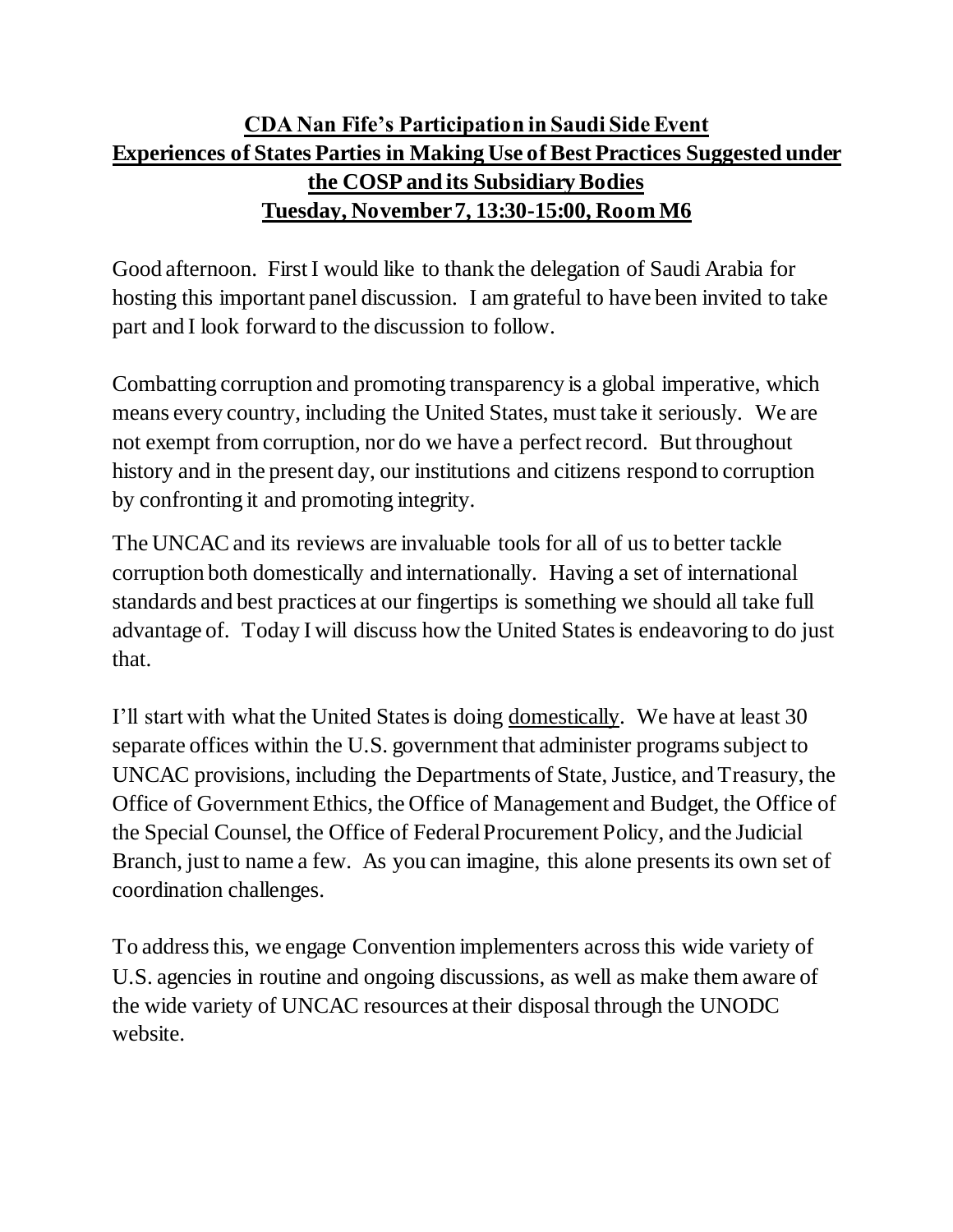**CDA Nan Fife's Participation in Saudi Side Event**
**Experiences of States Parties in Making Use of Best Practices Suggested under the COSP and its Subsidiary Bodies**
**Tuesday, November 7, 13:30-15:00, Room M6**

Good afternoon. First I would like to thank the delegation of Saudi Arabia for hosting this important panel discussion. I am grateful to have been invited to take part and I look forward to the discussion to follow.

Combatting corruption and promoting transparency is a global imperative, which means every country, including the United States, must take it seriously. We are not exempt from corruption, nor do we have a perfect record. But throughout history and in the present day, our institutions and citizens respond to corruption by confronting it and promoting integrity.

The UNCAC and its reviews are invaluable tools for all of us to better tackle corruption both domestically and internationally. Having a set of international standards and best practices at our fingertips is something we should all take full advantage of. Today I will discuss how the United States is endeavoring to do just that.

I'll start with what the United States is doing <u>domestically</u>. We have at least 30 separate offices within the U.S. government that administer programs subject to UNCAC provisions, including the Departments of State, Justice, and Treasury, the Office of Government Ethics, the Office of Management and Budget, the Office of the Special Counsel, the Office of Federal Procurement Policy, and the Judicial Branch, just to name a few. As you can imagine, this alone presents its own set of coordination challenges.

To address this, we engage Convention implementers across this wide variety of U.S. agencies in routine and ongoing discussions, as well as make them aware of the wide variety of UNCAC resources at their disposal through the UNODC website.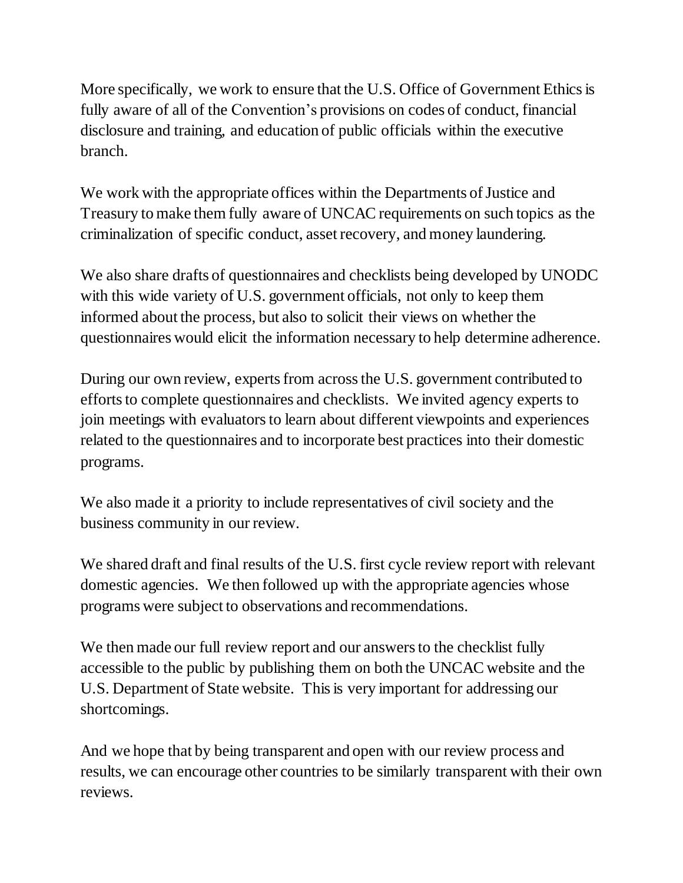More specifically, we work to ensure that the U.S. Office of Government Ethics is fully aware of all of the Convention's provisions on codes of conduct, financial disclosure and training, and education of public officials within the executive branch.

We work with the appropriate offices within the Departments of Justice and Treasury to make them fully aware of UNCAC requirements on such topics as the criminalization of specific conduct, asset recovery, and money laundering.

We also share drafts of questionnaires and checklists being developed by UNODC with this wide variety of U.S. government officials, not only to keep them informed about the process, but also to solicit their views on whether the questionnaires would elicit the information necessary to help determine adherence.

During our own review, experts from across the U.S. government contributed to efforts to complete questionnaires and checklists. We invited agency experts to join meetings with evaluators to learn about different viewpoints and experiences related to the questionnaires and to incorporate best practices into their domestic programs.

We also made it a priority to include representatives of civil society and the business community in our review.

We shared draft and final results of the U.S. first cycle review report with relevant domestic agencies. We then followed up with the appropriate agencies whose programs were subject to observations and recommendations.

We then made our full review report and our answers to the checklist fully accessible to the public by publishing them on both the UNCAC website and the U.S. Department of State website. This is very important for addressing our shortcomings.

And we hope that by being transparent and open with our review process and results, we can encourage other countries to be similarly transparent with their own reviews.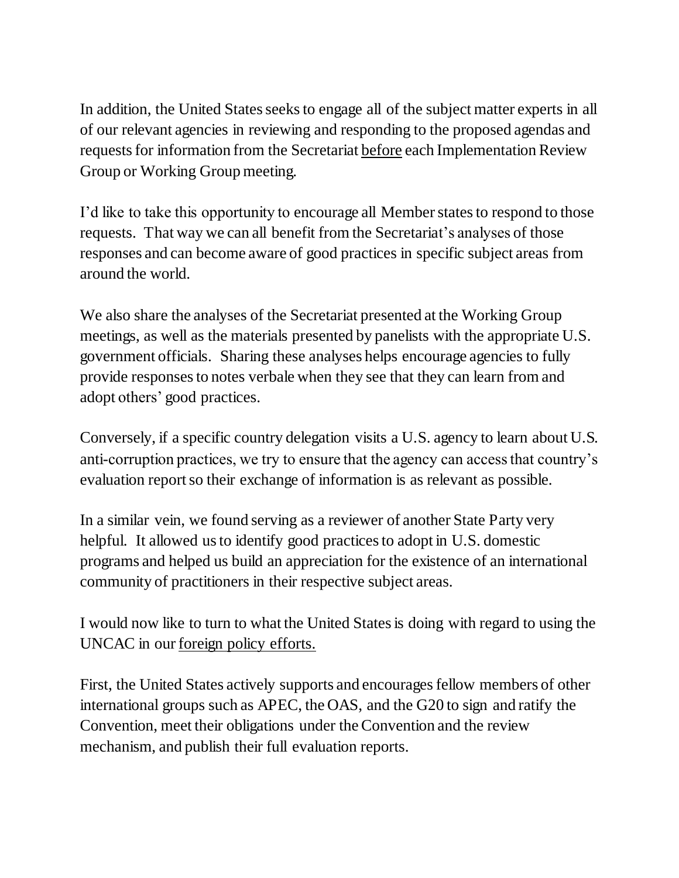In addition, the United States seeks to engage all of the subject matter experts in all of our relevant agencies in reviewing and responding to the proposed agendas and requests for information from the Secretariat <u>before</u> each Implementation Review Group or Working Group meeting.

I'd like to take this opportunity to encourage all Member states to respond to those requests. That way we can all benefit from the Secretariat's analyses of those responses and can become aware of good practices in specific subject areas from around the world.

We also share the analyses of the Secretariat presented at the Working Group meetings, as well as the materials presented by panelists with the appropriate U.S. government officials. Sharing these analyses helps encourage agencies to fully provide responses to notes verbale when they see that they can learn from and adopt others' good practices.

Conversely, if a specific country delegation visits a U.S. agency to learn about U.S. anti-corruption practices, we try to ensure that the agency can access that country's evaluation report so their exchange of information is as relevant as possible.

In a similar vein, we found serving as a reviewer of another State Party very helpful. It allowed us to identify good practices to adopt in U.S. domestic programs and helped us build an appreciation for the existence of an international community of practitioners in their respective subject areas.

I would now like to turn to what the United States is doing with regard to using the UNCAC in our <u>foreign policy efforts.</u>

First, the United States actively supports and encourages fellow members of other international groups such as APEC, the OAS, and the G20 to sign and ratify the Convention, meet their obligations under the Convention and the review mechanism, and publish their full evaluation reports.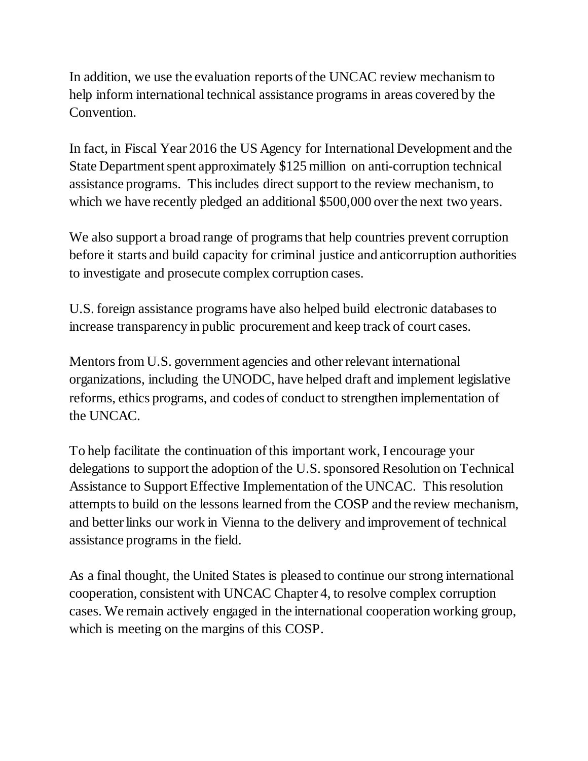In addition, we use the evaluation reports of the UNCAC review mechanism to help inform international technical assistance programs in areas covered by the Convention.

In fact, in Fiscal Year 2016 the US Agency for International Development and the State Department spent approximately $125 million on anti-corruption technical assistance programs. This includes direct support to the review mechanism, to which we have recently pledged an additional $500,000 over the next two years.

We also support a broad range of programs that help countries prevent corruption before it starts and build capacity for criminal justice and anticorruption authorities to investigate and prosecute complex corruption cases.

U.S. foreign assistance programs have also helped build electronic databases to increase transparency in public procurement and keep track of court cases.

Mentors from U.S. government agencies and other relevant international organizations, including the UNODC, have helped draft and implement legislative reforms, ethics programs, and codes of conduct to strengthen implementation of the UNCAC.

To help facilitate the continuation of this important work, I encourage your delegations to support the adoption of the U.S. sponsored Resolution on Technical Assistance to Support Effective Implementation of the UNCAC. This resolution attempts to build on the lessons learned from the COSP and the review mechanism, and better links our work in Vienna to the delivery and improvement of technical assistance programs in the field.

As a final thought, the United States is pleased to continue our strong international cooperation, consistent with UNCAC Chapter 4, to resolve complex corruption cases. We remain actively engaged in the international cooperation working group, which is meeting on the margins of this COSP.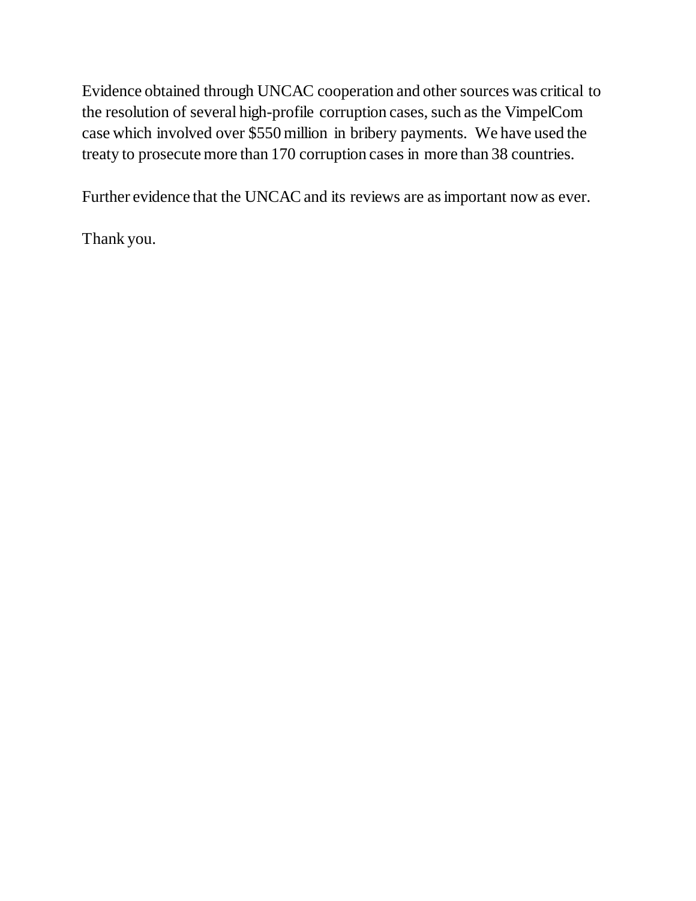Evidence obtained through UNCAC cooperation and other sources was critical to the resolution of several high-profile corruption cases, such as the VimpelCom case which involved over $550 million in bribery payments. We have used the treaty to prosecute more than 170 corruption cases in more than 38 countries.

Further evidence that the UNCAC and its reviews are as important now as ever.

Thank you.